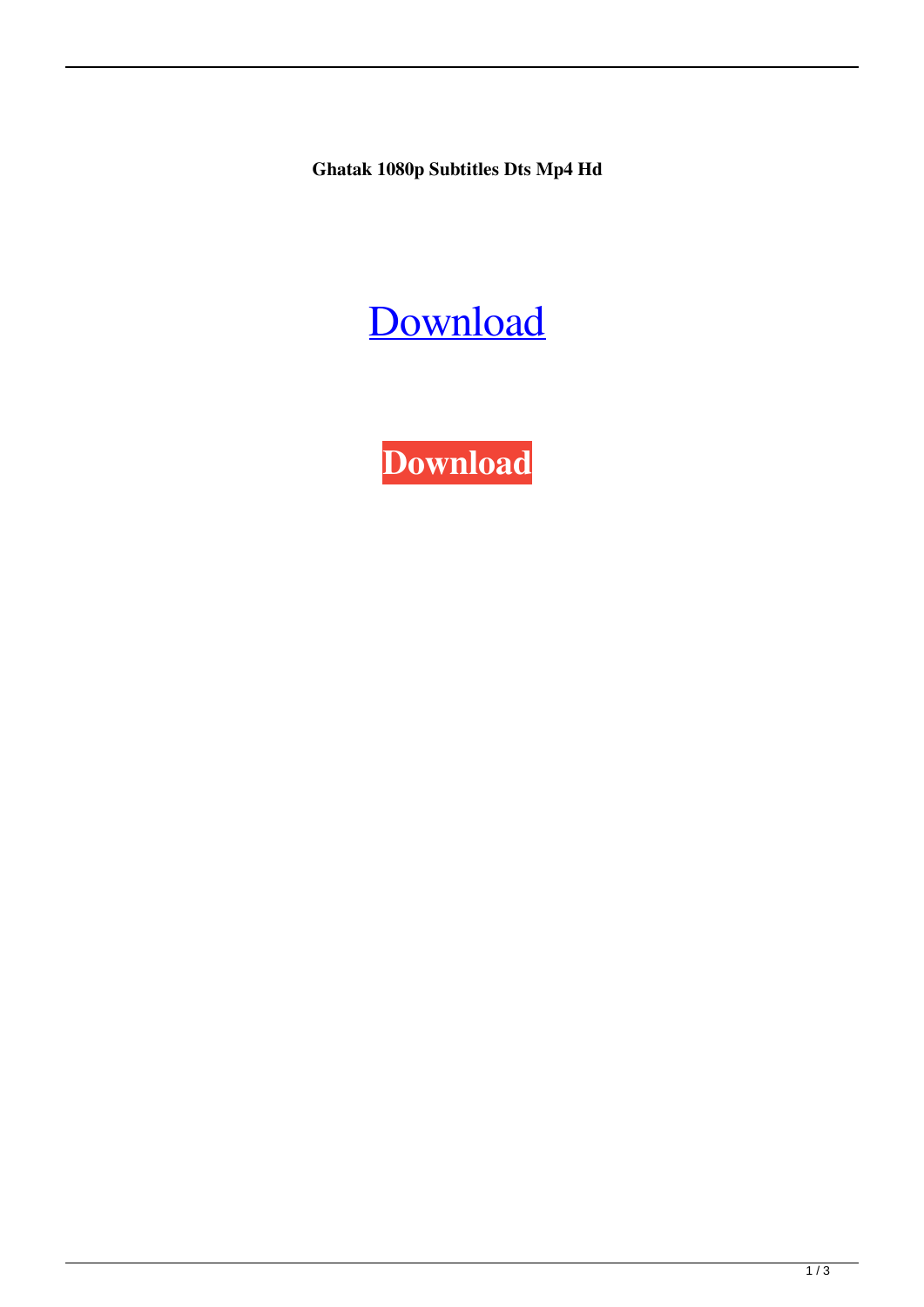**Ghatak 1080p Subtitles Dts Mp4 Hd**

Download

**Download**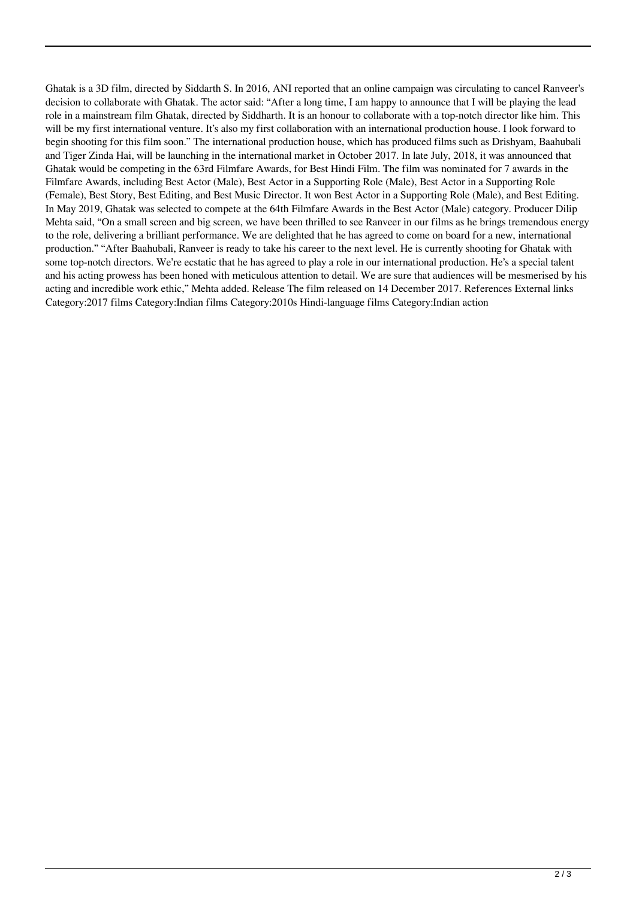Ghatak is a 3D film, directed by Siddarth S. In 2016, ANI reported that an online campaign was circulating to cancel Ranveer's decision to collaborate with Ghatak. The actor said: "After a long time, I am happy to announce that I will be playing the lead role in a mainstream film Ghatak, directed by Siddharth. It is an honour to collaborate with a top-notch director like him. This will be my first international venture. It's also my first collaboration with an international production house. I look forward to begin shooting for this film soon." The international production house, which has produced films such as Drishyam, Baahubali and Tiger Zinda Hai, will be launching in the international market in October 2017. In late July, 2018, it was announced that Ghatak would be competing in the 63rd Filmfare Awards, for Best Hindi Film. The film was nominated for 7 awards in the Filmfare Awards, including Best Actor (Male), Best Actor in a Supporting Role (Male), Best Actor in a Supporting Role (Female), Best Story, Best Editing, and Best Music Director. It won Best Actor in a Supporting Role (Male), and Best Editing. In May 2019, Ghatak was selected to compete at the 64th Filmfare Awards in the Best Actor (Male) category. Producer Dilip Mehta said, "On a small screen and big screen, we have been thrilled to see Ranveer in our films as he brings tremendous energy to the role, delivering a brilliant performance. We are delighted that he has agreed to come on board for a new, international production." "After Baahubali, Ranveer is ready to take his career to the next level. He is currently shooting for Ghatak with some top-notch directors. We're ecstatic that he has agreed to play a role in our international production. He's a special talent and his acting prowess has been honed with meticulous attention to detail. We are sure that audiences will be mesmerised by his acting and incredible work ethic," Mehta added. Release The film released on 14 December 2017. References External links Category:2017 films Category:Indian films Category:2010s Hindi-language films Category:Indian action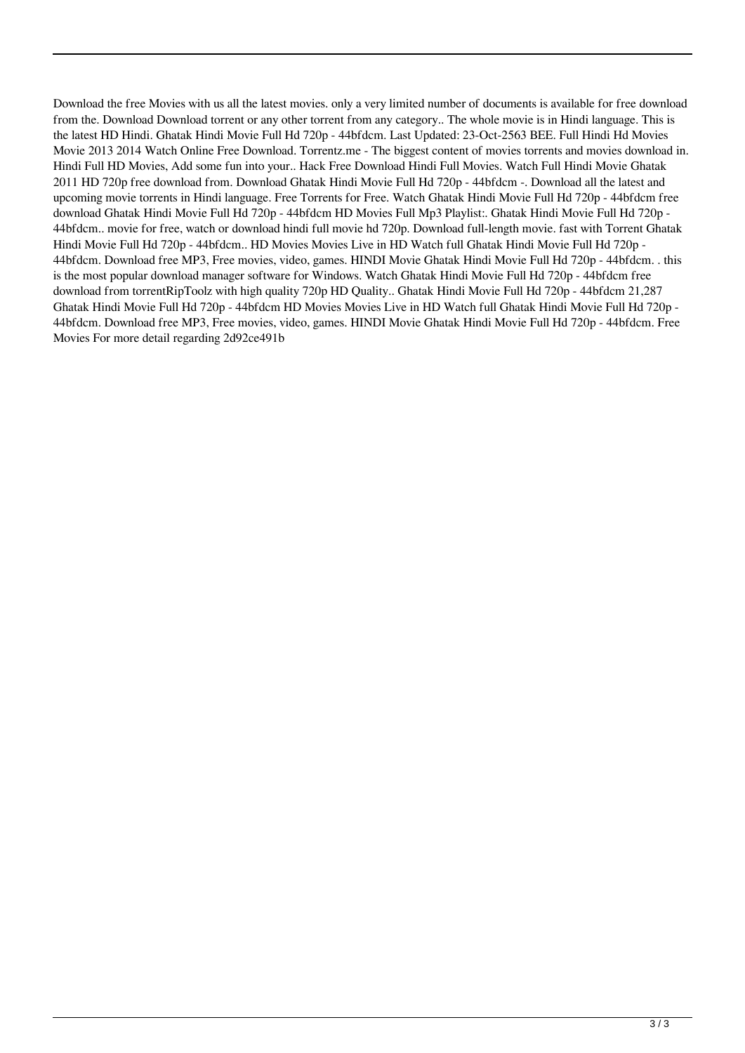Download the free Movies with us all the latest movies. only a very limited number of documents is available for free download from the. Download Download torrent or any other torrent from any category.. The whole movie is in Hindi language. This is the latest HD Hindi. Ghatak Hindi Movie Full Hd 720p - 44bfdcm. Last Updated: 23-Oct-2563 BEE. Full Hindi Hd Movies Movie 2013 2014 Watch Online Free Download. Torrentz.me - The biggest content of movies torrents and movies download in. Hindi Full HD Movies, Add some fun into your.. Hack Free Download Hindi Full Movies. Watch Full Hindi Movie Ghatak 2011 HD 720p free download from. Download Ghatak Hindi Movie Full Hd 720p - 44bfdcm -. Download all the latest and upcoming movie torrents in Hindi language. Free Torrents for Free. Watch Ghatak Hindi Movie Full Hd 720p - 44bfdcm free download Ghatak Hindi Movie Full Hd 720p - 44bfdcm HD Movies Full Mp3 Playlist:. Ghatak Hindi Movie Full Hd 720p - 44bfdcm.. movie for free, watch or download hindi full movie hd 720p. Download full-length movie. fast with Torrent Ghatak Hindi Movie Full Hd 720p - 44bfdcm.. HD Movies Movies Live in HD Watch full Ghatak Hindi Movie Full Hd 720p - 44bfdcm. Download free MP3, Free movies, video, games. HINDI Movie Ghatak Hindi Movie Full Hd 720p - 44bfdcm. . this is the most popular download manager software for Windows. Watch Ghatak Hindi Movie Full Hd 720p - 44bfdcm free download from torrentRipToolz with high quality 720p HD Quality.. Ghatak Hindi Movie Full Hd 720p - 44bfdcm 21,287 Ghatak Hindi Movie Full Hd 720p - 44bfdcm HD Movies Movies Live in HD Watch full Ghatak Hindi Movie Full Hd 720p - 44bfdcm. Download free MP3, Free movies, video, games. HINDI Movie Ghatak Hindi Movie Full Hd 720p - 44bfdcm. Free Movies For more detail regarding 2d92ce491b